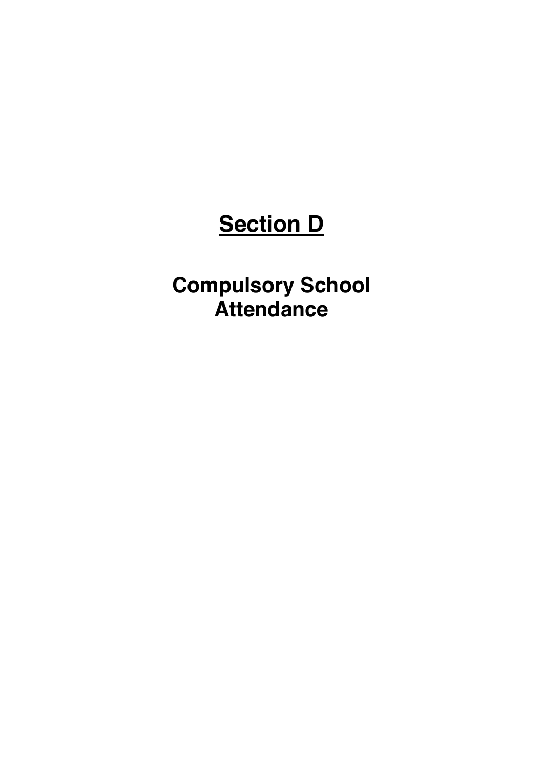# Section D

## Compulsory School Attendance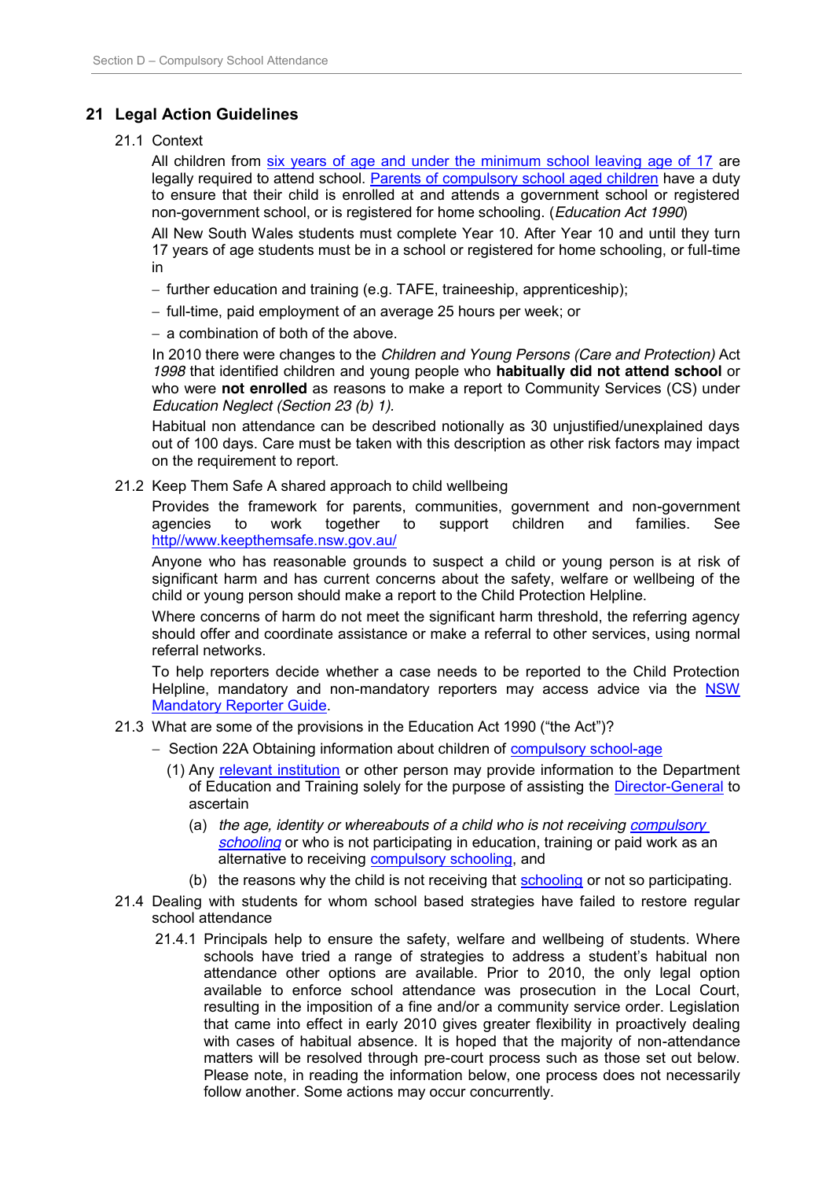## 21 Legal Action Guidelines

21.1 Context

All children from six years of age and under the minimum school leaving age of 17 are legally required to attend school. Parents of compulsory school aged children have a duty to ensure that their child is enrolled at and attends a government school or registered non-government school, or is registered for home schooling. (*Education Act 1990*)

All New South Wales students must complete Year 10. After Year 10 and until they turn 17 years of age students must be in a school or registered for home schooling, or full-time in

- further education and training (e.g. TAFE, traineeship, apprenticeship);
- full-time, paid employment of an average 25 hours per week; or
- a combination of both of the above.

In 2010 there were changes to the *Children and Young Persons (Care and Protection) Act 1998* that identified children and young people who **habitually did not attend school** or who were **not enrolled** as reasons to make a report to Community Services (CS) under *Education Neglect (Section 23 (b) 1)*.

Habitual non attendance can be described notionally as 30 unjustified/unexplained days out of 100 days. Care must be taken with this description as other risk factors may impact on the requirement to report.

21.2 Keep Them Safe A shared approach to child wellbeing

Provides the framework for parents, communities, government and non-government agencies to work together to support children and families. See http//www.keepthemsafe.nsw.gov.au/

Anyone who has reasonable grounds to suspect a child or young person is at risk of significant harm and has current concerns about the safety, welfare or wellbeing of the child or young person should make a report to the Child Protection Helpline.

Where concerns of harm do not meet the significant harm threshold, the referring agency should offer and coordinate assistance or make a referral to other services, using normal referral networks.

To help reporters decide whether a case needs to be reported to the Child Protection Helpline, mandatory and non-mandatory reporters may access advice via the NSW Mandatory Reporter Guide.

21.3 What are some of the provisions in the Education Act 1990 ("the Act")?

- Section 22A Obtaining information about children of compulsory school-age
  - (1) Any relevant institution or other person may provide information to the Department of Education and Training solely for the purpose of assisting the Director-General to ascertain
    - (a) *the age, identity or whereabouts of a child who is not receiving compulsory schooling* or who is not participating in education, training or paid work as an alternative to receiving compulsory schooling, and
    - (b) the reasons why the child is not receiving that schooling or not so participating.

21.4 Dealing with students for whom school based strategies have failed to restore regular school attendance

21.4.1 Principals help to ensure the safety, welfare and wellbeing of students. Where schools have tried a range of strategies to address a student's habitual non attendance other options are available. Prior to 2010, the only legal option available to enforce school attendance was prosecution in the Local Court, resulting in the imposition of a fine and/or a community service order. Legislation that came into effect in early 2010 gives greater flexibility in proactively dealing with cases of habitual absence. It is hoped that the majority of non-attendance matters will be resolved through pre-court process such as those set out below. Please note, in reading the information below, one process does not necessarily follow another. Some actions may occur concurrently.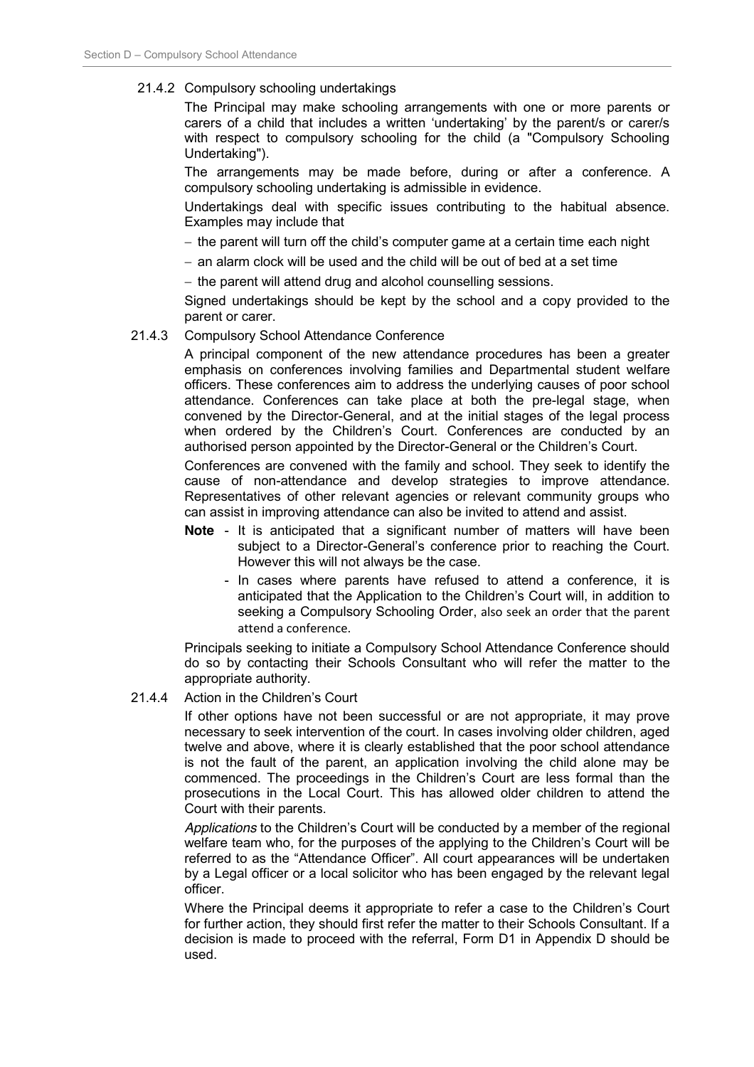### 21.4.2 Compulsory schooling undertakings

The Principal may make schooling arrangements with one or more parents or carers of a child that includes a written 'undertaking' by the parent/s or carer/s with respect to compulsory schooling for the child (a "Compulsory Schooling Undertaking").

The arrangements may be made before, during or after a conference. A compulsory schooling undertaking is admissible in evidence.

Undertakings deal with specific issues contributing to the habitual absence. Examples may include that

- the parent will turn off the child's computer game at a certain time each night
- an alarm clock will be used and the child will be out of bed at a set time
- the parent will attend drug and alcohol counselling sessions.

Signed undertakings should be kept by the school and a copy provided to the parent or carer.

### 21.4.3 Compulsory School Attendance Conference

A principal component of the new attendance procedures has been a greater emphasis on conferences involving families and Departmental student welfare officers. These conferences aim to address the underlying causes of poor school attendance. Conferences can take place at both the pre-legal stage, when convened by the Director-General, and at the initial stages of the legal process when ordered by the Children's Court. Conferences are conducted by an authorised person appointed by the Director-General or the Children's Court.

Conferences are convened with the family and school. They seek to identify the cause of non-attendance and develop strategies to improve attendance. Representatives of other relevant agencies or relevant community groups who can assist in improving attendance can also be invited to attend and assist.

**Note** - It is anticipated that a significant number of matters will have been subject to a Director-General's conference prior to reaching the Court. However this will not always be the case.

- In cases where parents have refused to attend a conference, it is anticipated that the Application to the Children's Court will, in addition to seeking a Compulsory Schooling Order, also seek an order that the parent attend a conference.

Principals seeking to initiate a Compulsory School Attendance Conference should do so by contacting their Schools Consultant who will refer the matter to the appropriate authority.

### 21.4.4 Action in the Children's Court

If other options have not been successful or are not appropriate, it may prove necessary to seek intervention of the court. In cases involving older children, aged twelve and above, where it is clearly established that the poor school attendance is not the fault of the parent, an application involving the child alone may be commenced. The proceedings in the Children's Court are less formal than the prosecutions in the Local Court. This has allowed older children to attend the Court with their parents.

*Applications* to the Children's Court will be conducted by a member of the regional welfare team who, for the purposes of the applying to the Children's Court will be referred to as the "Attendance Officer". All court appearances will be undertaken by a Legal officer or a local solicitor who has been engaged by the relevant legal officer.

Where the Principal deems it appropriate to refer a case to the Children's Court for further action, they should first refer the matter to their Schools Consultant. If a decision is made to proceed with the referral, Form D1 in Appendix D should be used.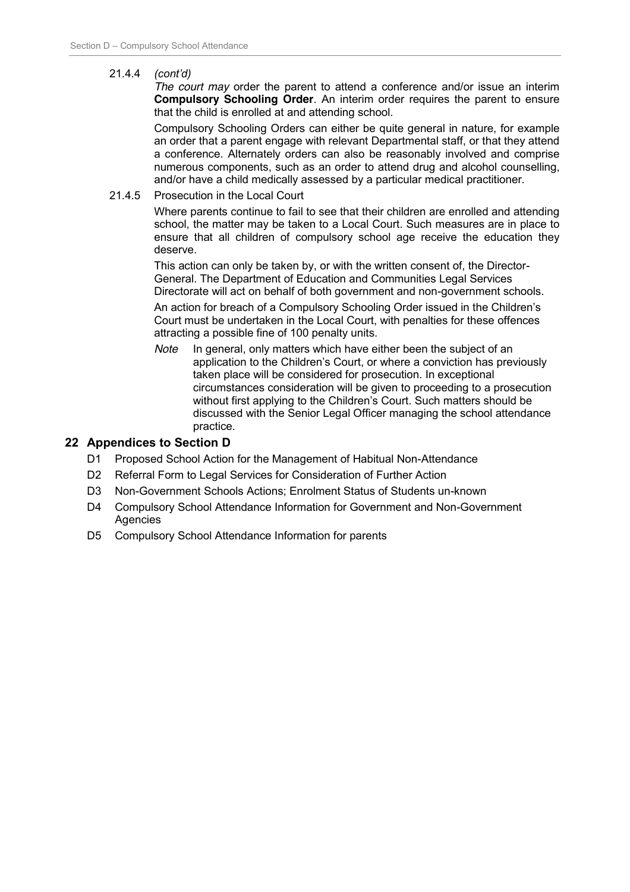21.4.4 *(cont'd)*

*The court may* order the parent to attend a conference and/or issue an interim **Compulsory Schooling Order**. An interim order requires the parent to ensure that the child is enrolled at and attending school.

Compulsory Schooling Orders can either be quite general in nature, for example an order that a parent engage with relevant Departmental staff, or that they attend a conference. Alternately orders can also be reasonably involved and comprise numerous components, such as an order to attend drug and alcohol counselling, and/or have a child medically assessed by a particular medical practitioner.

21.4.5 Prosecution in the Local Court

Where parents continue to fail to see that their children are enrolled and attending school, the matter may be taken to a Local Court. Such measures are in place to ensure that all children of compulsory school age receive the education they deserve.

This action can only be taken by, or with the written consent of, the Director-General. The Department of Education and Communities Legal Services Directorate will act on behalf of both government and non-government schools.

An action for breach of a Compulsory Schooling Order issued in the Children's Court must be undertaken in the Local Court, with penalties for these offences attracting a possible fine of 100 penalty units.

*Note* In general, only matters which have either been the subject of an application to the Children's Court, or where a conviction has previously taken place will be considered for prosecution. In exceptional circumstances consideration will be given to proceeding to a prosecution without first applying to the Children's Court. Such matters should be discussed with the Senior Legal Officer managing the school attendance practice.

## 22 Appendices to Section D

- D1 Proposed School Action for the Management of Habitual Non-Attendance
- D2 Referral Form to Legal Services for Consideration of Further Action
- D3 Non-Government Schools Actions; Enrolment Status of Students un-known
- D4 Compulsory School Attendance Information for Government and Non-Government Agencies
- D5 Compulsory School Attendance Information for parents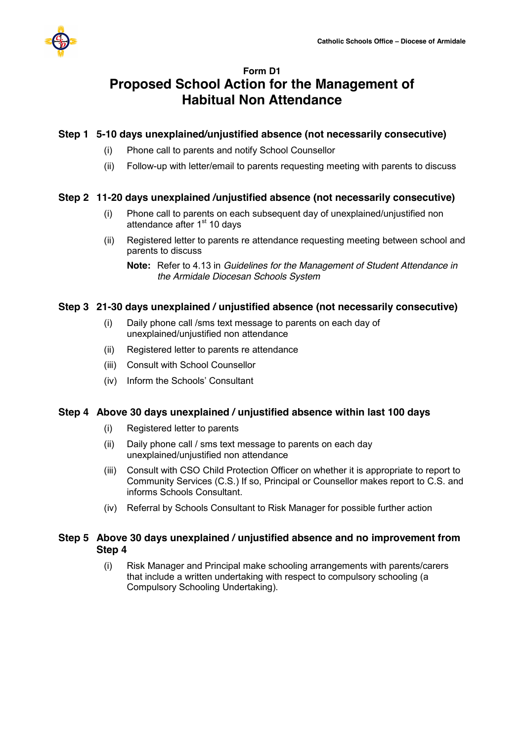**Form D1**

# Proposed School Action for the Management of Habitual Non Attendance

### Step 1 5-10 days unexplained/unjustified absence (not necessarily consecutive)

(i) Phone call to parents and notify School Counsellor

(ii) Follow-up with letter/email to parents requesting meeting with parents to discuss

### Step 2 11-20 days unexplained /unjustified absence (not necessarily consecutive)

(i) Phone call to parents on each subsequent day of unexplained/unjustified non attendance after 1st 10 days

(ii) Registered letter to parents re attendance requesting meeting between school and parents to discuss

**Note:** Refer to 4.13 in *Guidelines for the Management of Student Attendance in the Armidale Diocesan Schools System*

### Step 3 21-30 days unexplained / unjustified absence (not necessarily consecutive)

(i) Daily phone call /sms text message to parents on each day of unexplained/unjustified non attendance

(ii) Registered letter to parents re attendance

(iii) Consult with School Counsellor

(iv) Inform the Schools' Consultant

### Step 4 Above 30 days unexplained / unjustified absence within last 100 days

(i) Registered letter to parents

(ii) Daily phone call / sms text message to parents on each day unexplained/unjustified non attendance

(iii) Consult with CSO Child Protection Officer on whether it is appropriate to report to Community Services (C.S.) If so, Principal or Counsellor makes report to C.S. and informs Schools Consultant.

(iv) Referral by Schools Consultant to Risk Manager for possible further action

### Step 5 Above 30 days unexplained / unjustified absence and no improvement from Step 4

(i) Risk Manager and Principal make schooling arrangements with parents/carers that include a written undertaking with respect to compulsory schooling (a Compulsory Schooling Undertaking).